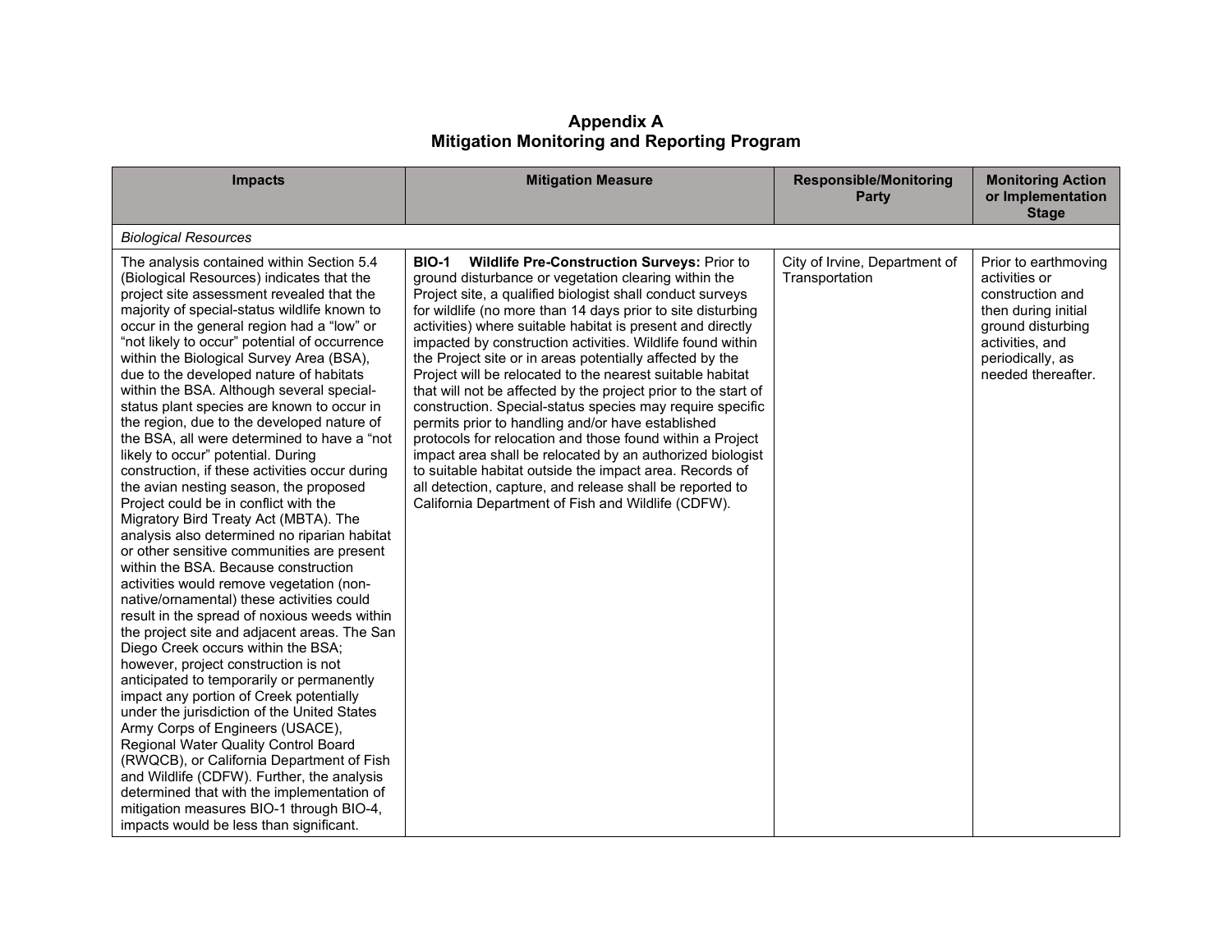# Appendix A
## Mitigation Monitoring and Reporting Program

| Impacts | Mitigation Measure | Responsible/Monitoring Party | Monitoring Action or Implementation Stage |
|---|---|---|---|
| *Biological Resources* | | | |
| The analysis contained within Section 5.4 (Biological Resources) indicates that the project site assessment revealed that the majority of special-status wildlife known to occur in the general region had a "low" or "not likely to occur" potential of occurrence within the Biological Survey Area (BSA), due to the developed nature of habitats within the BSA. Although several special-status plant species are known to occur in the region, due to the developed nature of the BSA, all were determined to have a "not likely to occur" potential. During construction, if these activities occur during the avian nesting season, the proposed Project could be in conflict with the Migratory Bird Treaty Act (MBTA). The analysis also determined no riparian habitat or other sensitive communities are present within the BSA. Because construction activities would remove vegetation (non-native/ornamental) these activities could result in the spread of noxious weeds within the project site and adjacent areas. The San Diego Creek occurs within the BSA; however, project construction is not anticipated to temporarily or permanently impact any portion of Creek potentially under the jurisdiction of the United States Army Corps of Engineers (USACE), Regional Water Quality Control Board (RWQCB), or California Department of Fish and Wildlife (CDFW). Further, the analysis determined that with the implementation of mitigation measures BIO-1 through BIO-4, impacts would be less than significant. | **BIO-1 Wildlife Pre-Construction Surveys:** Prior to ground disturbance or vegetation clearing within the Project site, a qualified biologist shall conduct surveys for wildlife (no more than 14 days prior to site disturbing activities) where suitable habitat is present and directly impacted by construction activities. Wildlife found within the Project site or in areas potentially affected by the Project will be relocated to the nearest suitable habitat that will not be affected by the project prior to the start of construction. Special-status species may require specific permits prior to handling and/or have established protocols for relocation and those found within a Project impact area shall be relocated by an authorized biologist to suitable habitat outside the impact area. Records of all detection, capture, and release shall be reported to California Department of Fish and Wildlife (CDFW). | City of Irvine, Department of Transportation | Prior to earthmoving activities or construction and then during initial ground disturbing activities, and periodically, as needed thereafter. |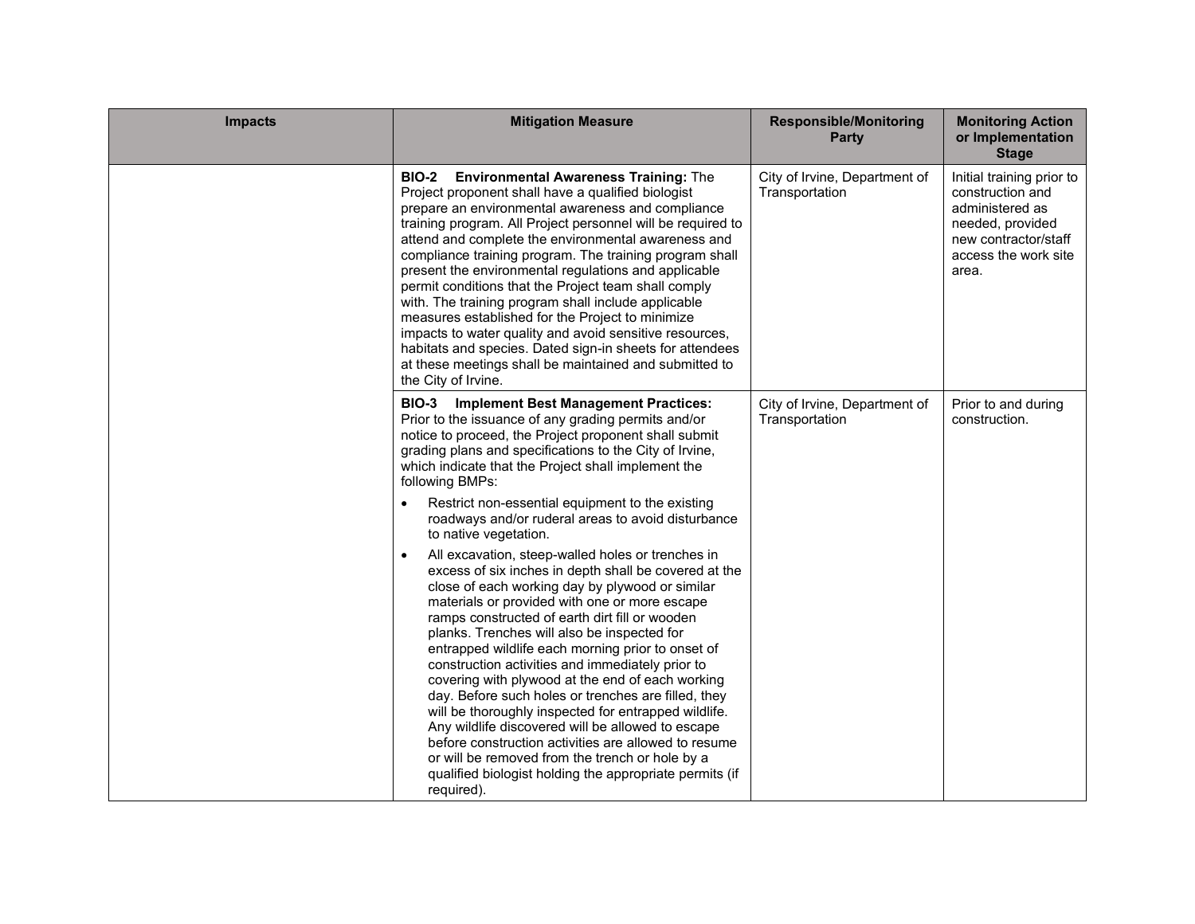| Impacts | Mitigation Measure | Responsible/Monitoring Party | Monitoring Action or Implementation Stage |
|---|---|---|---|
| | **BIO-2 Environmental Awareness Training:** The Project proponent shall have a qualified biologist prepare an environmental awareness and compliance training program. All Project personnel will be required to attend and complete the environmental awareness and compliance training program. The training program shall present the environmental regulations and applicable permit conditions that the Project team shall comply with. The training program shall include applicable measures established for the Project to minimize impacts to water quality and avoid sensitive resources, habitats and species. Dated sign-in sheets for attendees at these meetings shall be maintained and submitted to the City of Irvine. | City of Irvine, Department of Transportation | Initial training prior to construction and administered as needed, provided new contractor/staff access the work site area. |
| | **BIO-3 Implement Best Management Practices:** Prior to the issuance of any grading permits and/or notice to proceed, the Project proponent shall submit grading plans and specifications to the City of Irvine, which indicate that the Project shall implement the following BMPs:<br>• Restrict non-essential equipment to the existing roadways and/or ruderal areas to avoid disturbance to native vegetation.<br>• All excavation, steep-walled holes or trenches in excess of six inches in depth shall be covered at the close of each working day by plywood or similar materials or provided with one or more escape ramps constructed of earth dirt fill or wooden planks. Trenches will also be inspected for entrapped wildlife each morning prior to onset of construction activities and immediately prior to covering with plywood at the end of each working day. Before such holes or trenches are filled, they will be thoroughly inspected for entrapped wildlife. Any wildlife discovered will be allowed to escape before construction activities are allowed to resume or will be removed from the trench or hole by a qualified biologist holding the appropriate permits (if required). | City of Irvine, Department of Transportation | Prior to and during construction. |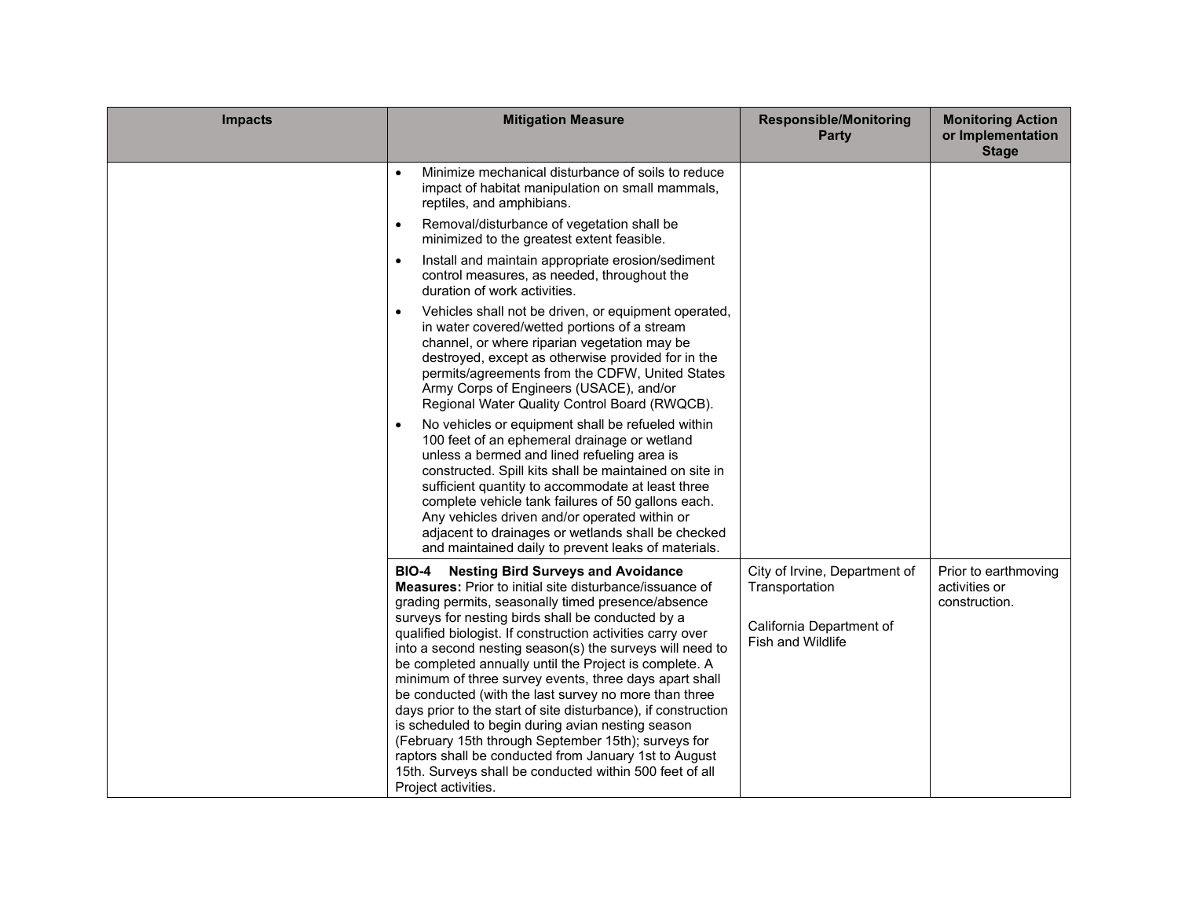| Impacts | Mitigation Measure | Responsible/Monitoring Party | Monitoring Action or Implementation Stage |
|---|---|---|---|
| | • Minimize mechanical disturbance of soils to reduce impact of habitat manipulation on small mammals, reptiles, and amphibians.<br>• Removal/disturbance of vegetation shall be minimized to the greatest extent feasible.<br>• Install and maintain appropriate erosion/sediment control measures, as needed, throughout the duration of work activities.<br>• Vehicles shall not be driven, or equipment operated, in water covered/wetted portions of a stream channel, or where riparian vegetation may be destroyed, except as otherwise provided for in the permits/agreements from the CDFW, United States Army Corps of Engineers (USACE), and/or Regional Water Quality Control Board (RWQCB).<br>• No vehicles or equipment shall be refueled within 100 feet of an ephemeral drainage or wetland unless a bermed and lined refueling area is constructed. Spill kits shall be maintained on site in sufficient quantity to accommodate at least three complete vehicle tank failures of 50 gallons each. Any vehicles driven and/or operated within or adjacent to drainages or wetlands shall be checked and maintained daily to prevent leaks of materials. | | |
| | **BIO-4 Nesting Bird Surveys and Avoidance Measures:** Prior to initial site disturbance/issuance of grading permits, seasonally timed presence/absence surveys for nesting birds shall be conducted by a qualified biologist. If construction activities carry over into a second nesting season(s) the surveys will need to be completed annually until the Project is complete. A minimum of three survey events, three days apart shall be conducted (with the last survey no more than three days prior to the start of site disturbance), if construction is scheduled to begin during avian nesting season (February 15th through September 15th); surveys for raptors shall be conducted from January 1st to August 15th. Surveys shall be conducted within 500 feet of all Project activities. | City of Irvine, Department of Transportation<br><br>California Department of Fish and Wildlife | Prior to earthmoving activities or construction. |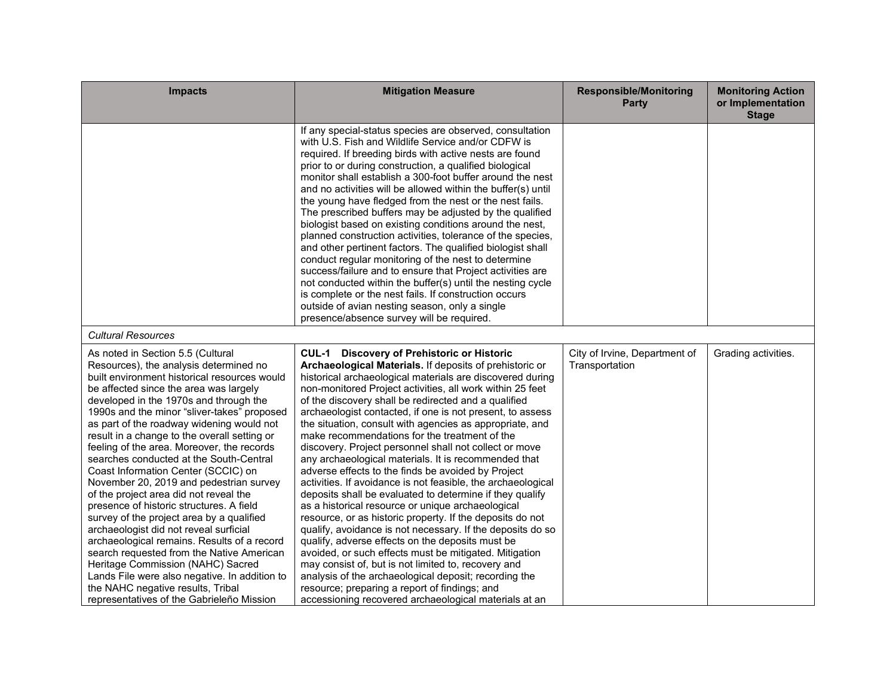| Impacts | Mitigation Measure | Responsible/Monitoring Party | Monitoring Action or Implementation Stage |
|---|---|---|---|
| | If any special-status species are observed, consultation with U.S. Fish and Wildlife Service and/or CDFW is required. If breeding birds with active nests are found prior to or during construction, a qualified biological monitor shall establish a 300-foot buffer around the nest and no activities will be allowed within the buffer(s) until the young have fledged from the nest or the nest fails. The prescribed buffers may be adjusted by the qualified biologist based on existing conditions around the nest, planned construction activities, tolerance of the species, and other pertinent factors. The qualified biologist shall conduct regular monitoring of the nest to determine success/failure and to ensure that Project activities are not conducted within the buffer(s) until the nesting cycle is complete or the nest fails. If construction occurs outside of avian nesting season, only a single presence/absence survey will be required. | | |
| *Cultural Resources* | | | |
| As noted in Section 5.5 (Cultural Resources), the analysis determined no built environment historical resources would be affected since the area was largely developed in the 1970s and through the 1990s and the minor "sliver-takes" proposed as part of the roadway widening would not result in a change to the overall setting or feeling of the area. Moreover, the records searches conducted at the South-Central Coast Information Center (SCCIC) on November 20, 2019 and pedestrian survey of the project area did not reveal the presence of historic structures. A field survey of the project area by a qualified archaeologist did not reveal surficial archaeological remains. Results of a record search requested from the Native American Heritage Commission (NAHC) Sacred Lands File were also negative. In addition to the NAHC negative results, Tribal representatives of the Gabrieleño Mission | **CUL-1 Discovery of Prehistoric or Historic Archaeological Materials.** If deposits of prehistoric or historical archaeological materials are discovered during non-monitored Project activities, all work within 25 feet of the discovery shall be redirected and a qualified archaeologist contacted, if one is not present, to assess the situation, consult with agencies as appropriate, and make recommendations for the treatment of the discovery. Project personnel shall not collect or move any archaeological materials. It is recommended that adverse effects to the finds be avoided by Project activities. If avoidance is not feasible, the archaeological deposits shall be evaluated to determine if they qualify as a historical resource or unique archaeological resource, or as historic property. If the deposits do not qualify, avoidance is not necessary. If the deposits do so qualify, adverse effects on the deposits must be avoided, or such effects must be mitigated. Mitigation may consist of, but is not limited to, recovery and analysis of the archaeological deposit; recording the resource; preparing a report of findings; and accessioning recovered archaeological materials at an | City of Irvine, Department of Transportation | Grading activities. |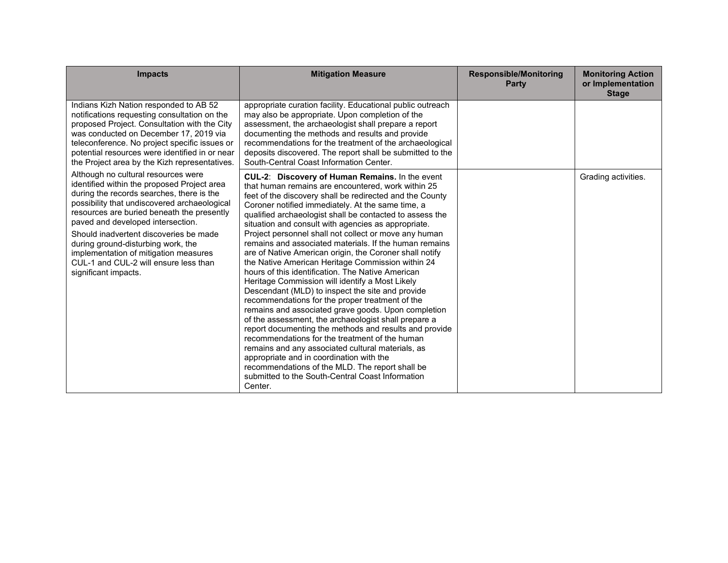| Impacts | Mitigation Measure | Responsible/Monitoring Party | Monitoring Action or Implementation Stage |
|---|---|---|---|
| Indians Kizh Nation responded to AB 52 notifications requesting consultation on the proposed Project. Consultation with the City was conducted on December 17, 2019 via teleconference. No project specific issues or potential resources were identified in or near the Project area by the Kizh representatives. | appropriate curation facility. Educational public outreach may also be appropriate. Upon completion of the assessment, the archaeologist shall prepare a report documenting the methods and results and provide recommendations for the treatment of the archaeological deposits discovered. The report shall be submitted to the South-Central Coast Information Center. | | |
| Although no cultural resources were identified within the proposed Project area during the records searches, there is the possibility that undiscovered archaeological resources are buried beneath the presently paved and developed intersection.<br><br>Should inadvertent discoveries be made during ground-disturbing work, the implementation of mitigation measures CUL-1 and CUL-2 will ensure less than significant impacts. | **CUL-2**: **Discovery of Human Remains.** In the event that human remains are encountered, work within 25 feet of the discovery shall be redirected and the County Coroner notified immediately. At the same time, a qualified archaeologist shall be contacted to assess the situation and consult with agencies as appropriate. Project personnel shall not collect or move any human remains and associated materials. If the human remains are of Native American origin, the Coroner shall notify the Native American Heritage Commission within 24 hours of this identification. The Native American Heritage Commission will identify a Most Likely Descendant (MLD) to inspect the site and provide recommendations for the proper treatment of the remains and associated grave goods. Upon completion of the assessment, the archaeologist shall prepare a report documenting the methods and results and provide recommendations for the treatment of the human remains and any associated cultural materials, as appropriate and in coordination with the recommendations of the MLD. The report shall be submitted to the South-Central Coast Information Center. | | Grading activities. |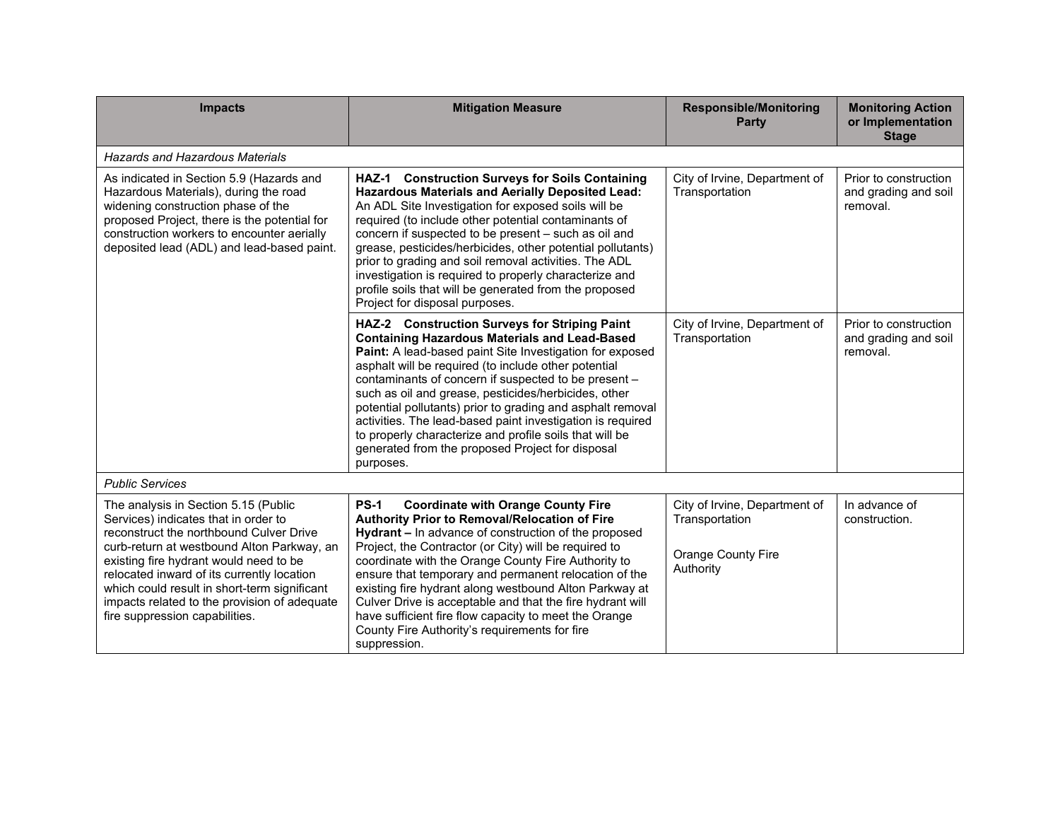| Impacts | Mitigation Measure | Responsible/Monitoring Party | Monitoring Action or Implementation Stage |
|---|---|---|---|
| *Hazards and Hazardous Materials* | | | |
| As indicated in Section 5.9 (Hazards and Hazardous Materials), during the road widening construction phase of the proposed Project, there is the potential for construction workers to encounter aerially deposited lead (ADL) and lead-based paint. | **HAZ-1 Construction Surveys for Soils Containing Hazardous Materials and Aerially Deposited Lead:** An ADL Site Investigation for exposed soils will be required (to include other potential contaminants of concern if suspected to be present – such as oil and grease, pesticides/herbicides, other potential pollutants) prior to grading and soil removal activities. The ADL investigation is required to properly characterize and profile soils that will be generated from the proposed Project for disposal purposes. | City of Irvine, Department of Transportation | Prior to construction and grading and soil removal. |
| | **HAZ-2 Construction Surveys for Striping Paint Containing Hazardous Materials and Lead-Based Paint:** A lead-based paint Site Investigation for exposed asphalt will be required (to include other potential contaminants of concern if suspected to be present – such as oil and grease, pesticides/herbicides, other potential pollutants) prior to grading and asphalt removal activities. The lead-based paint investigation is required to properly characterize and profile soils that will be generated from the proposed Project for disposal purposes. | City of Irvine, Department of Transportation | Prior to construction and grading and soil removal. |
| *Public Services* | | | |
| The analysis in Section 5.15 (Public Services) indicates that in order to reconstruct the northbound Culver Drive curb-return at westbound Alton Parkway, an existing fire hydrant would need to be relocated inward of its currently location which could result in short-term significant impacts related to the provision of adequate fire suppression capabilities. | **PS-1 Coordinate with Orange County Fire Authority Prior to Removal/Relocation of Fire Hydrant –** In advance of construction of the proposed Project, the Contractor (or City) will be required to coordinate with the Orange County Fire Authority to ensure that temporary and permanent relocation of the existing fire hydrant along westbound Alton Parkway at Culver Drive is acceptable and that the fire hydrant will have sufficient fire flow capacity to meet the Orange County Fire Authority's requirements for fire suppression. | City of Irvine, Department of Transportation<br><br>Orange County Fire Authority | In advance of construction. |